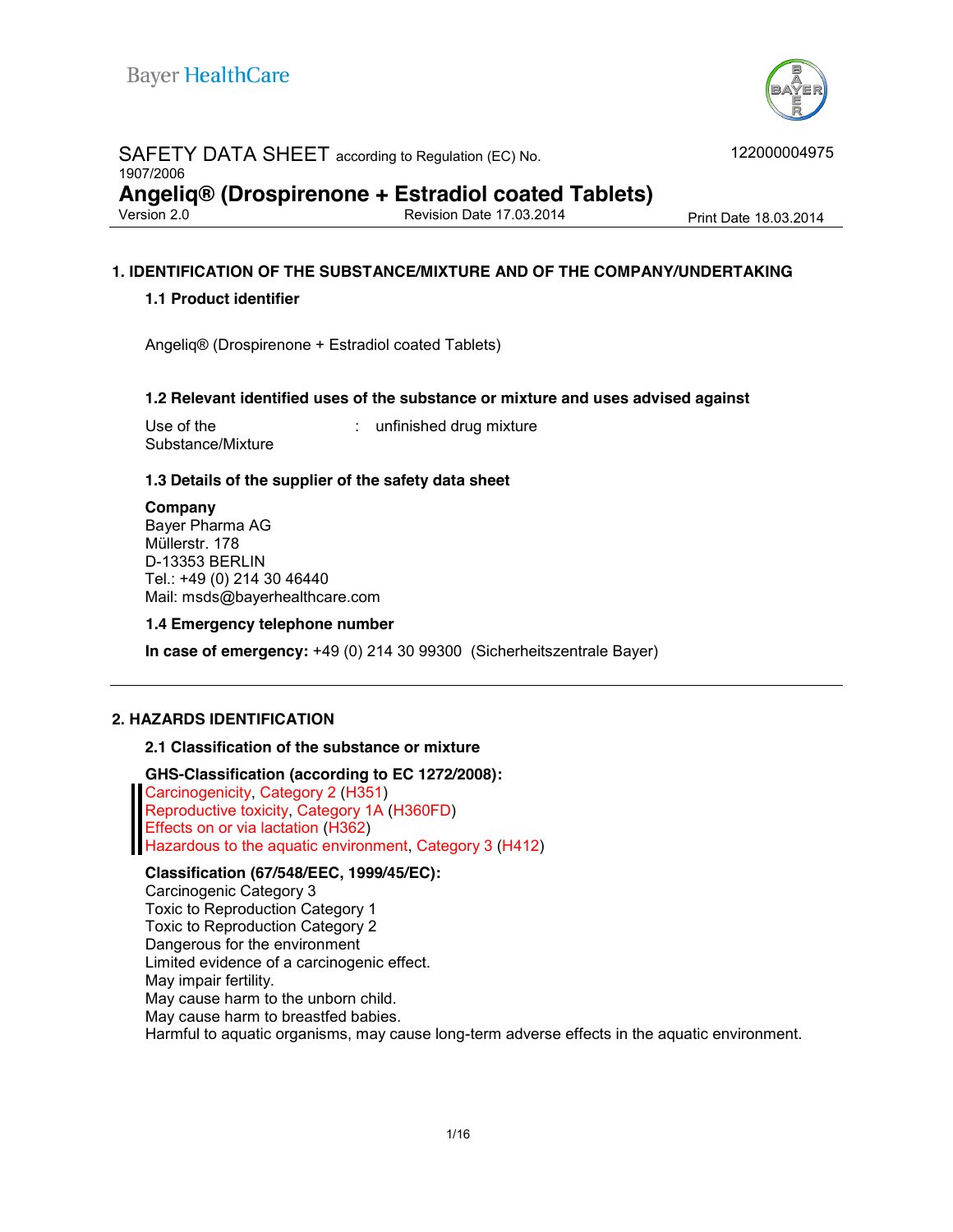Bayer HealthCare

SAFETY DATA SHEET according to Regulation (EC) No. 1907/2006

122000004975

# Angeliq® (Drospirenone + Estradiol coated Tablets)

Version 2.0    Revision Date 17.03.2014    Print Date 18.03.2014

## 1. IDENTIFICATION OF THE SUBSTANCE/MIXTURE AND OF THE COMPANY/UNDERTAKING

### 1.1 Product identifier

Angeliq® (Drospirenone + Estradiol coated Tablets)

### 1.2 Relevant identified uses of the substance or mixture and uses advised against

Use of the Substance/Mixture : unfinished drug mixture

### 1.3 Details of the supplier of the safety data sheet

**Company**
Bayer Pharma AG
Müllerstr. 178
D-13353 BERLIN
Tel.: +49 (0) 214 30 46440
Mail: msds@bayerhealthcare.com

### 1.4 Emergency telephone number

**In case of emergency:** +49 (0) 214 30 99300 (Sicherheitszentrale Bayer)

## 2. HAZARDS IDENTIFICATION

### 2.1 Classification of the substance or mixture

**GHS-Classification (according to EC 1272/2008):**
Carcinogenicity, Category 2 (H351)
Reproductive toxicity, Category 1A (H360FD)
Effects on or via lactation (H362)
Hazardous to the aquatic environment, Category 3 (H412)

**Classification (67/548/EEC, 1999/45/EC):**
Carcinogenic Category 3
Toxic to Reproduction Category 1
Toxic to Reproduction Category 2
Dangerous for the environment
Limited evidence of a carcinogenic effect.
May impair fertility.
May cause harm to the unborn child.
May cause harm to breastfed babies.
Harmful to aquatic organisms, may cause long-term adverse effects in the aquatic environment.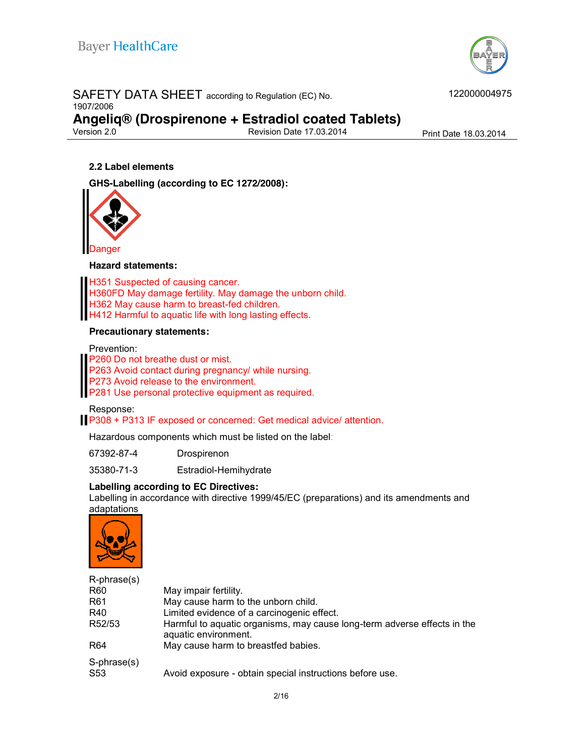### 2.2 Label elements

**GHS-Labelling (according to EC 1272/2008):**

Danger

**Hazard statements:**

H351 Suspected of causing cancer.
H360FD May damage fertility. May damage the unborn child.
H362 May cause harm to breast-fed children.
H412 Harmful to aquatic life with long lasting effects.

**Precautionary statements:**

Prevention:
P260 Do not breathe dust or mist.
P263 Avoid contact during pregnancy/ while nursing.
P273 Avoid release to the environment.
P281 Use personal protective equipment as required.

Response:
P308 + P313 IF exposed or concerned: Get medical advice/ attention.

Hazardous components which must be listed on the label:

| | |
|---|---|
| 67392-87-4 | Drospirenon |
| 35380-71-3 | Estradiol-Hemihydrate |

**Labelling according to EC Directives:**
Labelling in accordance with directive 1999/45/EC (preparations) and its amendments and adaptations

R-phrase(s)

| | |
|---|---|
| R60 | May impair fertility. |
| R61 | May cause harm to the unborn child. |
| R40 | Limited evidence of a carcinogenic effect. |
| R52/53 | Harmful to aquatic organisms, may cause long-term adverse effects in the aquatic environment. |
| R64 | May cause harm to breastfed babies. |

S-phrase(s)

| | |
|---|---|
| S53 | Avoid exposure - obtain special instructions before use. |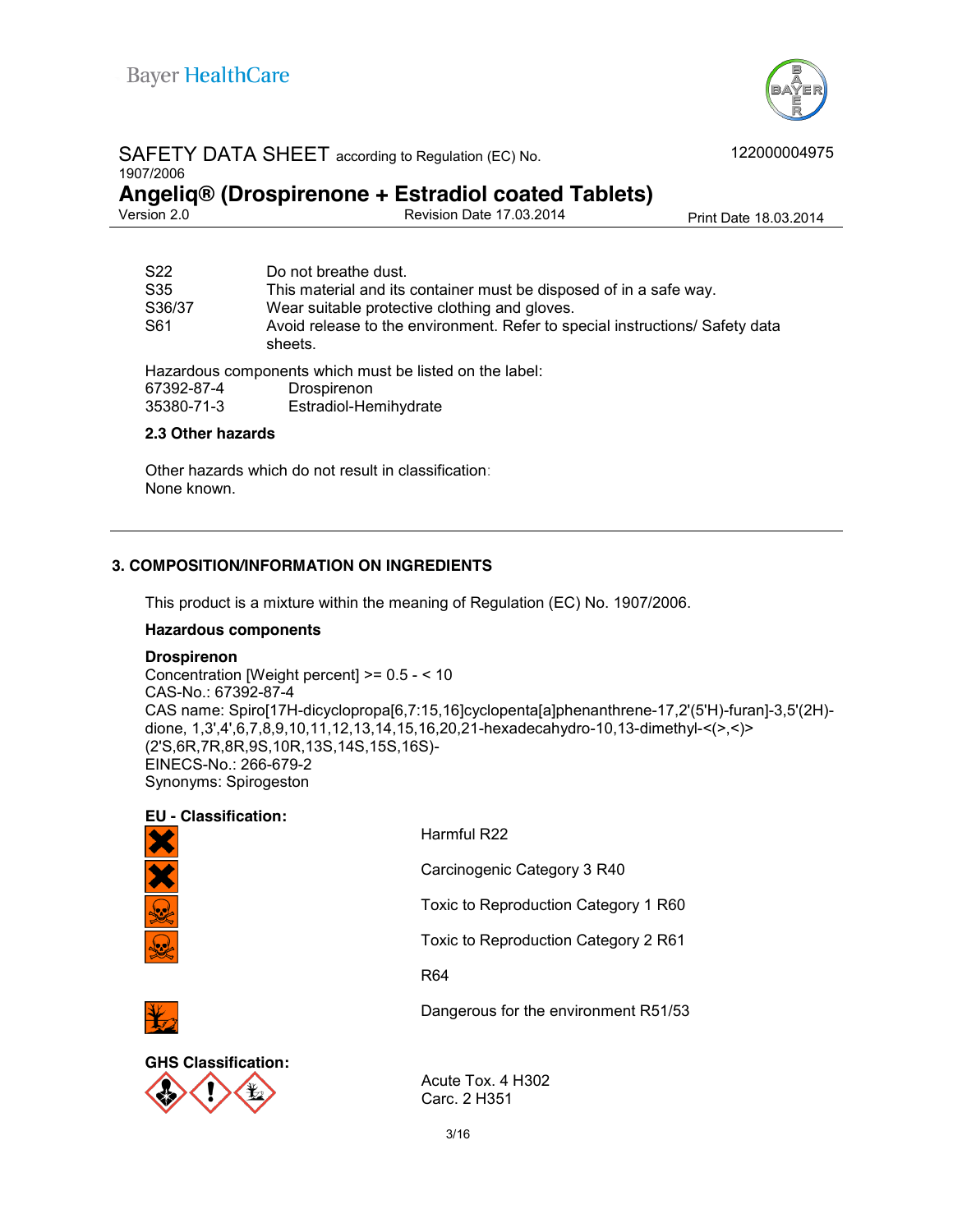| | |
|---|---|
| S22 | Do not breathe dust. |
| S35 | This material and its container must be disposed of in a safe way. |
| S36/37 | Wear suitable protective clothing and gloves. |
| S61 | Avoid release to the environment. Refer to special instructions/ Safety data sheets. |

Hazardous components which must be listed on the label:

| | |
|---|---|
| 67392-87-4 | Drospirenon |
| 35380-71-3 | Estradiol-Hemihydrate |

### 2.3 Other hazards

Other hazards which do not result in classification:
None known.

## 3. COMPOSITION/INFORMATION ON INGREDIENTS

This product is a mixture within the meaning of Regulation (EC) No. 1907/2006.

**Hazardous components**

**Drospirenon**
Concentration [Weight percent] >= 0.5 - < 10
CAS-No.: 67392-87-4
CAS name: Spiro[17H-dicyclopropa[6,7:15,16]cyclopenta[a]phenanthrene-17,2'(5'H)-furan]-3,5'(2H)-dione, 1,3',4',6,7,8,9,10,11,12,13,14,15,16,20,21-hexadecahydro-10,13-dimethyl-<(>,<)>(2'S,6R,7R,8R,9S,10R,13S,14S,15S,16S)-
EINECS-No.: 266-679-2
Synonyms: Spirogeston

**EU - Classification:**

Harmful R22

Carcinogenic Category 3 R40

Toxic to Reproduction Category 1 R60

Toxic to Reproduction Category 2 R61

R64

Dangerous for the environment R51/53

**GHS Classification:**

Acute Tox. 4 H302
Carc. 2 H351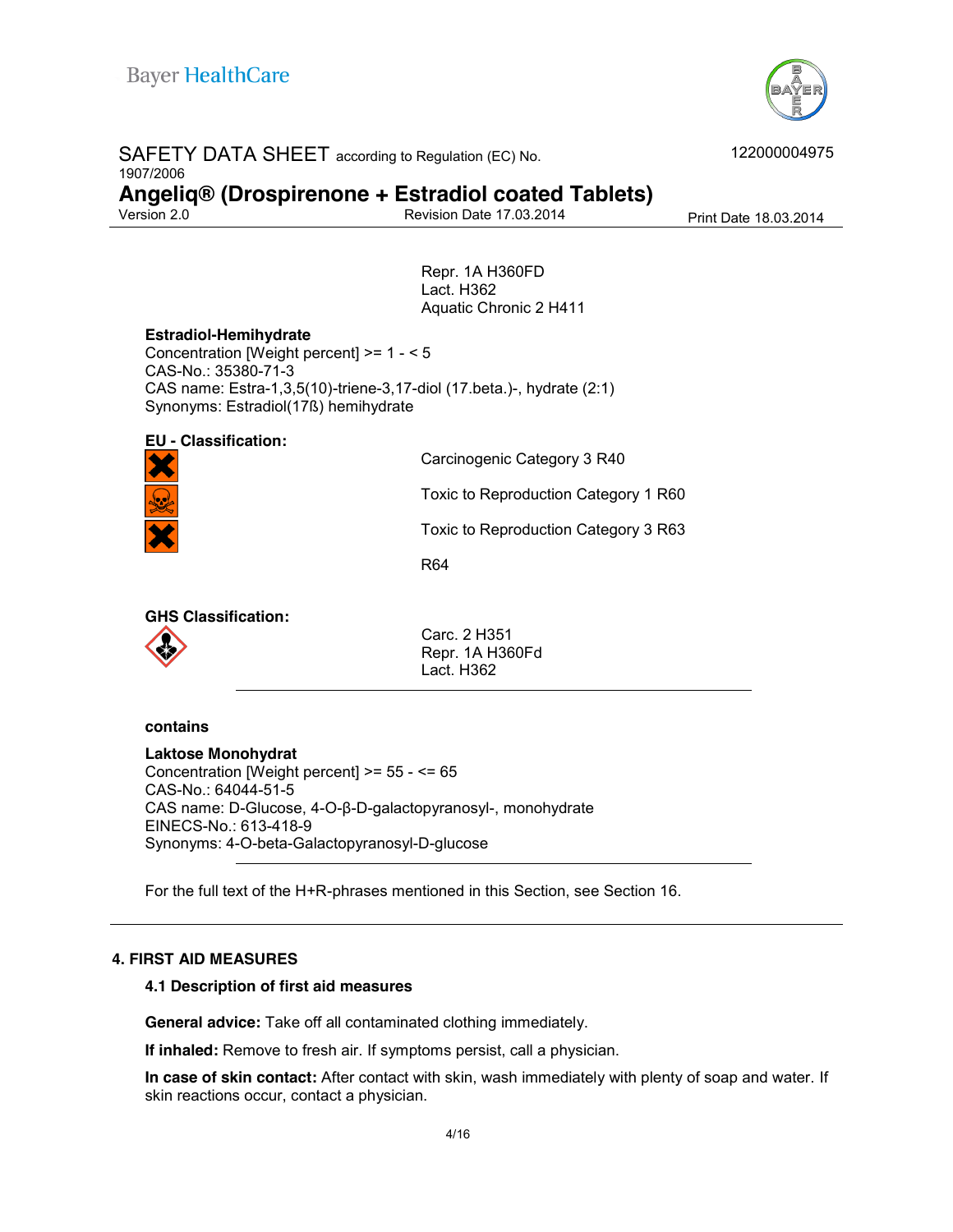Repr. 1A H360FD
Lact. H362
Aquatic Chronic 2 H411

**Estradiol-Hemihydrate**
Concentration [Weight percent] >= 1 - < 5
CAS-No.: 35380-71-3
CAS name: Estra-1,3,5(10)-triene-3,17-diol (17.beta.)-, hydrate (2:1)
Synonyms: Estradiol(17ß) hemihydrate

**EU - Classification:**

Carcinogenic Category 3 R40

Toxic to Reproduction Category 1 R60

Toxic to Reproduction Category 3 R63

R64

**GHS Classification:**

Carc. 2 H351
Repr. 1A H360Fd
Lact. H362

---

**contains**

**Laktose Monohydrat**
Concentration [Weight percent] >= 55 - <= 65
CAS-No.: 64044-51-5
CAS name: D-Glucose, 4-O-β-D-galactopyranosyl-, monohydrate
EINECS-No.: 613-418-9
Synonyms: 4-O-beta-Galactopyranosyl-D-glucose

---

For the full text of the H+R-phrases mentioned in this Section, see Section 16.

## 4. FIRST AID MEASURES

### 4.1 Description of first aid measures

**General advice:** Take off all contaminated clothing immediately.

**If inhaled:** Remove to fresh air. If symptoms persist, call a physician.

**In case of skin contact:** After contact with skin, wash immediately with plenty of soap and water. If skin reactions occur, contact a physician.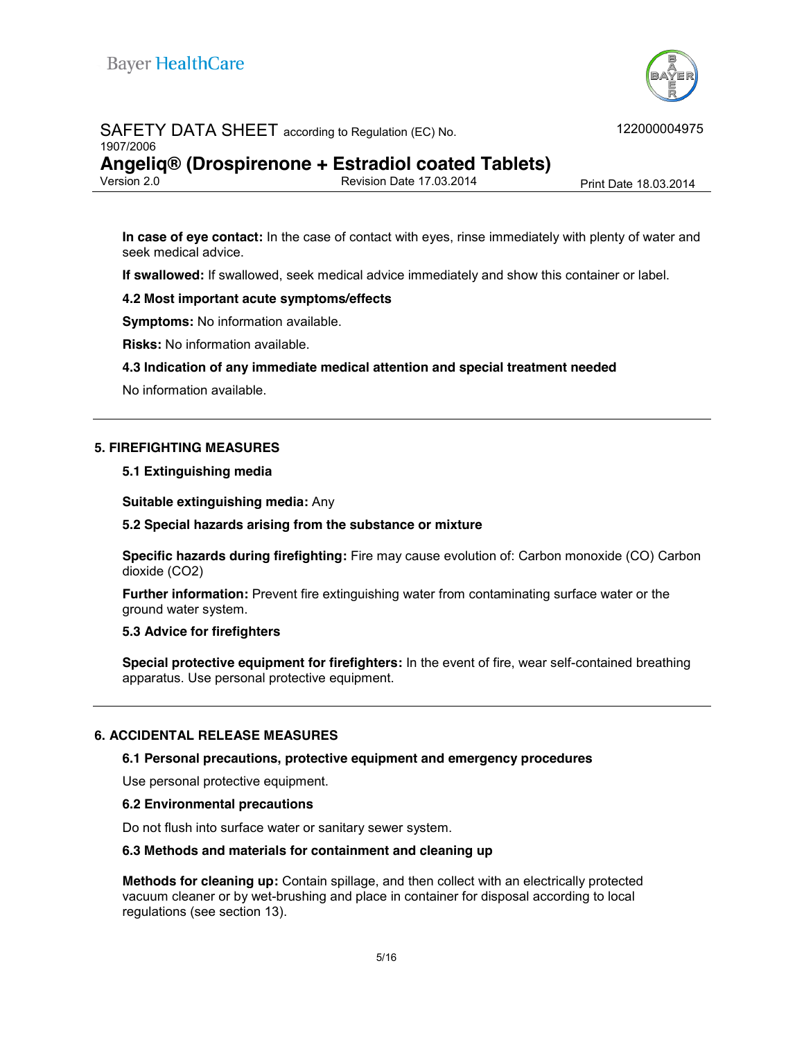**In case of eye contact:** In the case of contact with eyes, rinse immediately with plenty of water and seek medical advice.

**If swallowed:** If swallowed, seek medical advice immediately and show this container or label.

### 4.2 Most important acute symptoms/effects

**Symptoms:** No information available.

**Risks:** No information available.

### 4.3 Indication of any immediate medical attention and special treatment needed

No information available.

## 5. FIREFIGHTING MEASURES

### 5.1 Extinguishing media

**Suitable extinguishing media:** Any

### 5.2 Special hazards arising from the substance or mixture

**Specific hazards during firefighting:** Fire may cause evolution of: Carbon monoxide (CO) Carbon dioxide ($CO_2$)

**Further information:** Prevent fire extinguishing water from contaminating surface water or the ground water system.

### 5.3 Advice for firefighters

**Special protective equipment for firefighters:** In the event of fire, wear self-contained breathing apparatus. Use personal protective equipment.

## 6. ACCIDENTAL RELEASE MEASURES

### 6.1 Personal precautions, protective equipment and emergency procedures

Use personal protective equipment.

### 6.2 Environmental precautions

Do not flush into surface water or sanitary sewer system.

### 6.3 Methods and materials for containment and cleaning up

**Methods for cleaning up:** Contain spillage, and then collect with an electrically protected vacuum cleaner or by wet-brushing and place in container for disposal according to local regulations (see section 13).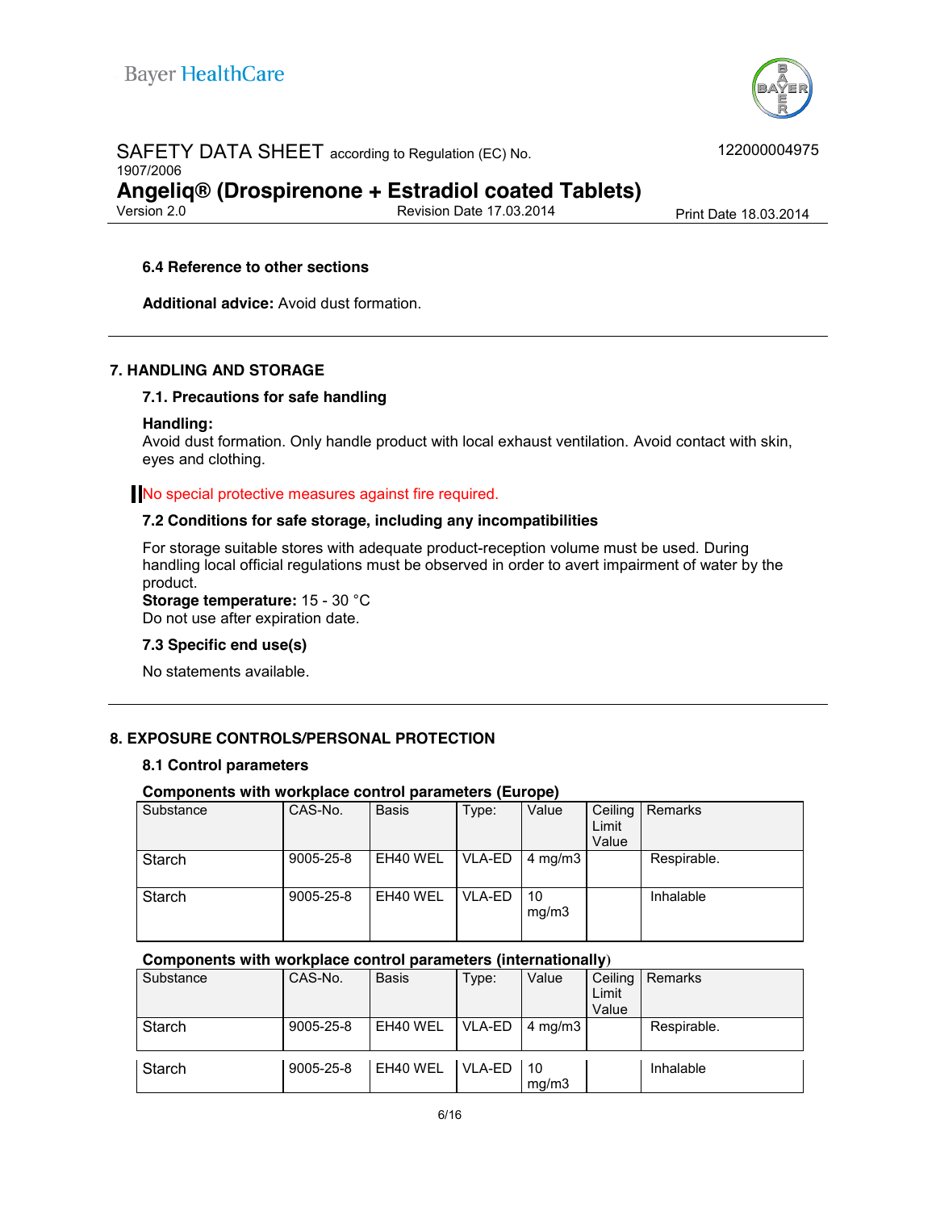### 6.4 Reference to other sections

**Additional advice:** Avoid dust formation.

## 7. HANDLING AND STORAGE

### 7.1. Precautions for safe handling

**Handling:**
Avoid dust formation. Only handle product with local exhaust ventilation. Avoid contact with skin, eyes and clothing.

No special protective measures against fire required.

### 7.2 Conditions for safe storage, including any incompatibilities

For storage suitable stores with adequate product-reception volume must be used. During handling local official regulations must be observed in order to avert impairment of water by the product.
**Storage temperature:** 15 - 30 °C
Do not use after expiration date.

### 7.3 Specific end use(s)

No statements available.

## 8. EXPOSURE CONTROLS/PERSONAL PROTECTION

### 8.1 Control parameters

**Components with workplace control parameters (Europe)**

| Substance | CAS-No. | Basis | Type: | Value | Ceiling Limit Value | Remarks |
|---|---|---|---|---|---|---|
| Starch | 9005-25-8 | EH40 WEL | VLA-ED | 4 mg/m3 | | Respirable. |
| Starch | 9005-25-8 | EH40 WEL | VLA-ED | 10 mg/m3 | | Inhalable |

**Components with workplace control parameters (internationally)**

| Substance | CAS-No. | Basis | Type: | Value | Ceiling Limit Value | Remarks |
|---|---|---|---|---|---|---|
| Starch | 9005-25-8 | EH40 WEL | VLA-ED | 4 mg/m3 | | Respirable. |
| Starch | 9005-25-8 | EH40 WEL | VLA-ED | 10 mg/m3 | | Inhalable |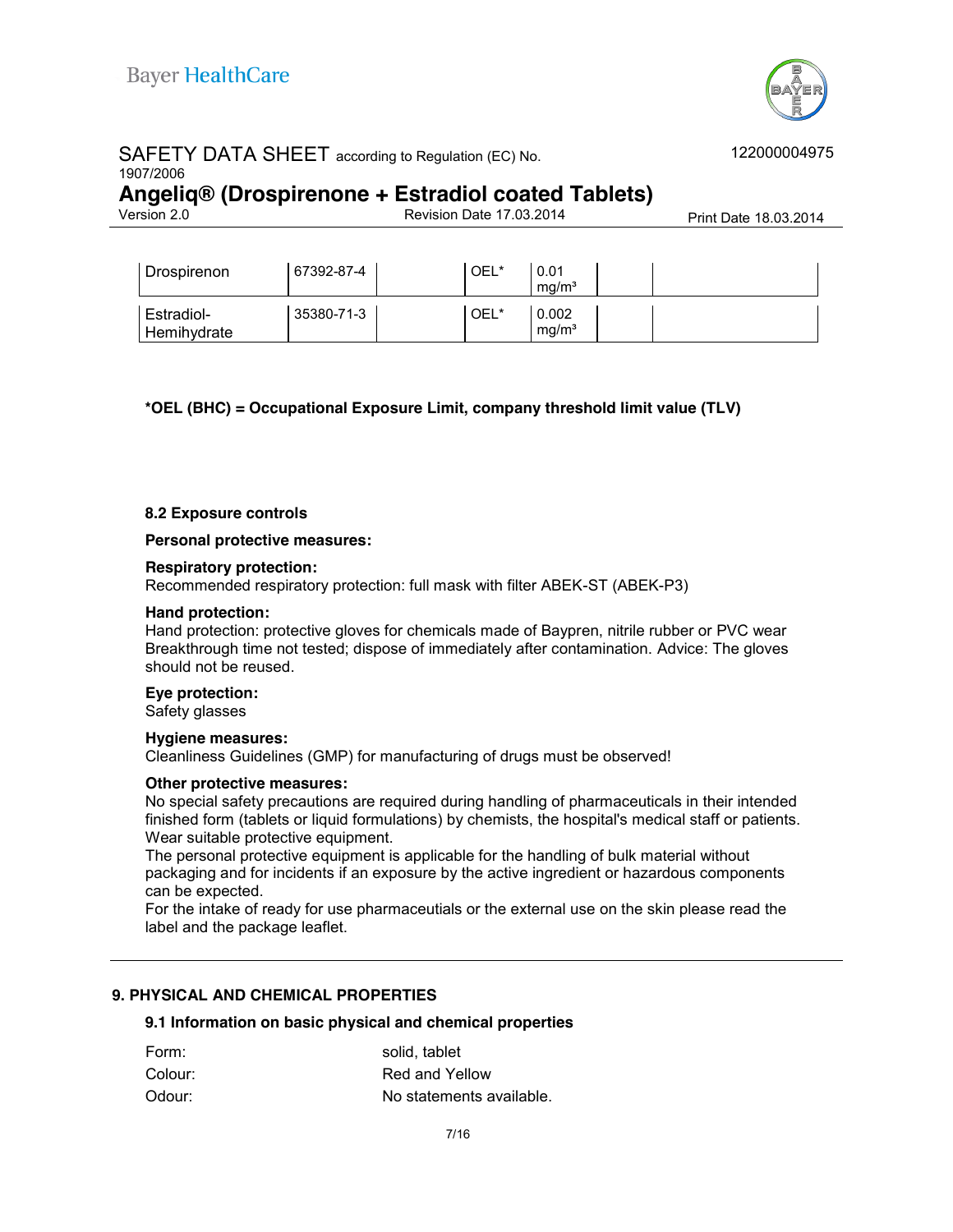| | | | | | | |
|---|---|---|---|---|---|---|
| Drospirenon | 67392-87-4 | | OEL* | 0.01 mg/m³ | | |
| Estradiol-Hemihydrate | 35380-71-3 | | OEL* | 0.002 mg/m³ | | |

**\*OEL (BHC) = Occupational Exposure Limit, company threshold limit value (TLV)**

**8.2 Exposure controls**

**Personal protective measures:**

**Respiratory protection:**
Recommended respiratory protection: full mask with filter ABEK-ST (ABEK-P3)

**Hand protection:**
Hand protection: protective gloves for chemicals made of Baypren, nitrile rubber or PVC wear Breakthrough time not tested; dispose of immediately after contamination. Advice: The gloves should not be reused.

**Eye protection:**
Safety glasses

**Hygiene measures:**
Cleanliness Guidelines (GMP) for manufacturing of drugs must be observed!

**Other protective measures:**
No special safety precautions are required during handling of pharmaceuticals in their intended finished form (tablets or liquid formulations) by chemists, the hospital's medical staff or patients.
Wear suitable protective equipment.
The personal protective equipment is applicable for the handling of bulk material without packaging and for incidents if an exposure by the active ingredient or hazardous components can be expected.
For the intake of ready for use pharmaceutials or the external use on the skin please read the label and the package leaflet.

## 9. PHYSICAL AND CHEMICAL PROPERTIES

**9.1 Information on basic physical and chemical properties**

| | |
|---|---|
| Form: | solid, tablet |
| Colour: | Red and Yellow |
| Odour: | No statements available. |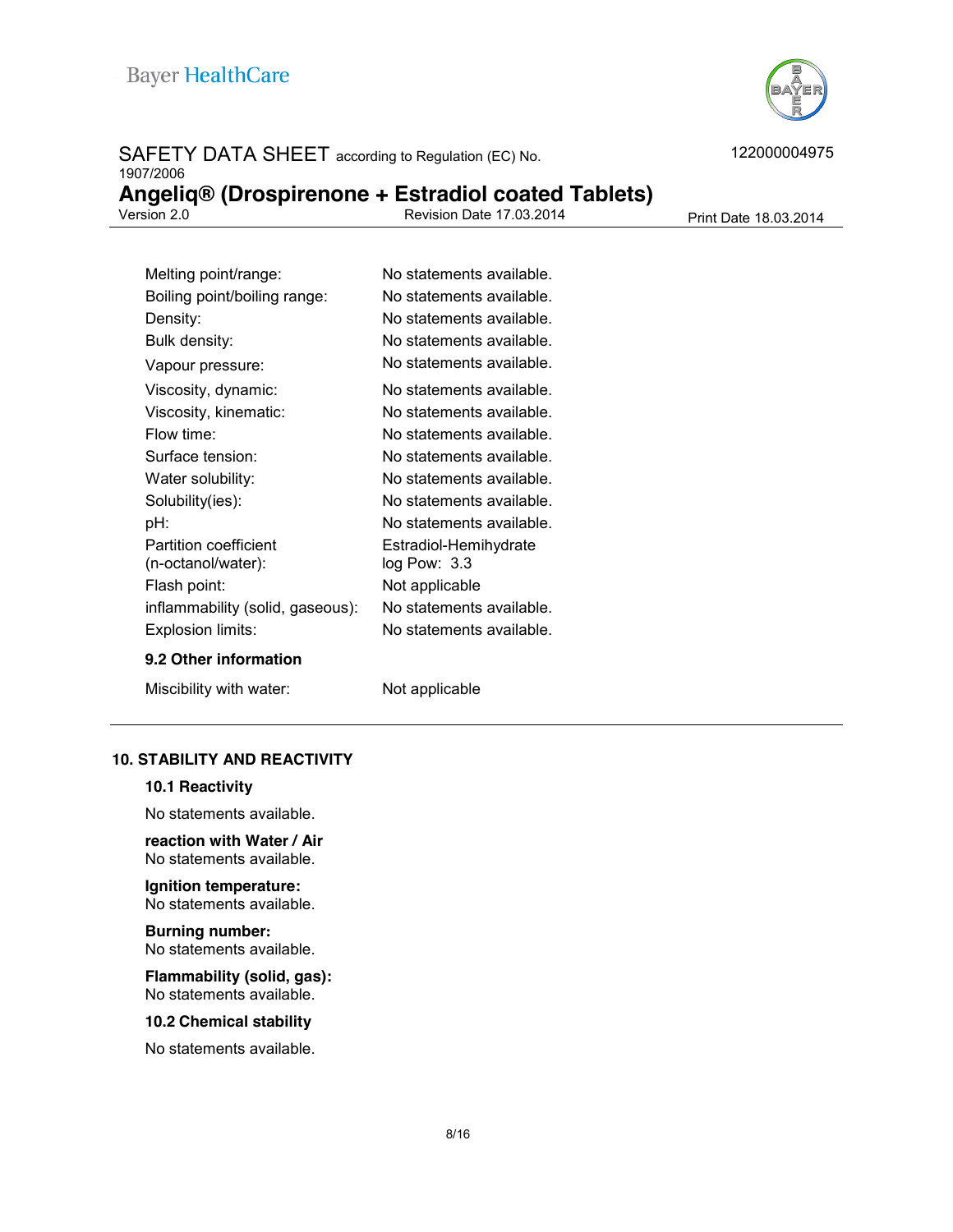| | |
|---|---|
| Melting point/range: | No statements available. |
| Boiling point/boiling range: | No statements available. |
| Density: | No statements available. |
| Bulk density: | No statements available. |
| Vapour pressure: | No statements available. |
| Viscosity, dynamic: | No statements available. |
| Viscosity, kinematic: | No statements available. |
| Flow time: | No statements available. |
| Surface tension: | No statements available. |
| Water solubility: | No statements available. |
| Solubility(ies): | No statements available. |
| pH: | No statements available. |
| Partition coefficient (n-octanol/water): | Estradiol-Hemihydrate log Pow: 3.3 |
| Flash point: | Not applicable |
| inflammability (solid, gaseous): | No statements available. |
| Explosion limits: | No statements available. |

### 9.2 Other information

| | |
|---|---|
| Miscibility with water: | Not applicable |

## 10. STABILITY AND REACTIVITY

### 10.1 Reactivity

No statements available.

**reaction with Water / Air**
No statements available.

**Ignition temperature:**
No statements available.

**Burning number:**
No statements available.

**Flammability (solid, gas):**
No statements available.

### 10.2 Chemical stability

No statements available.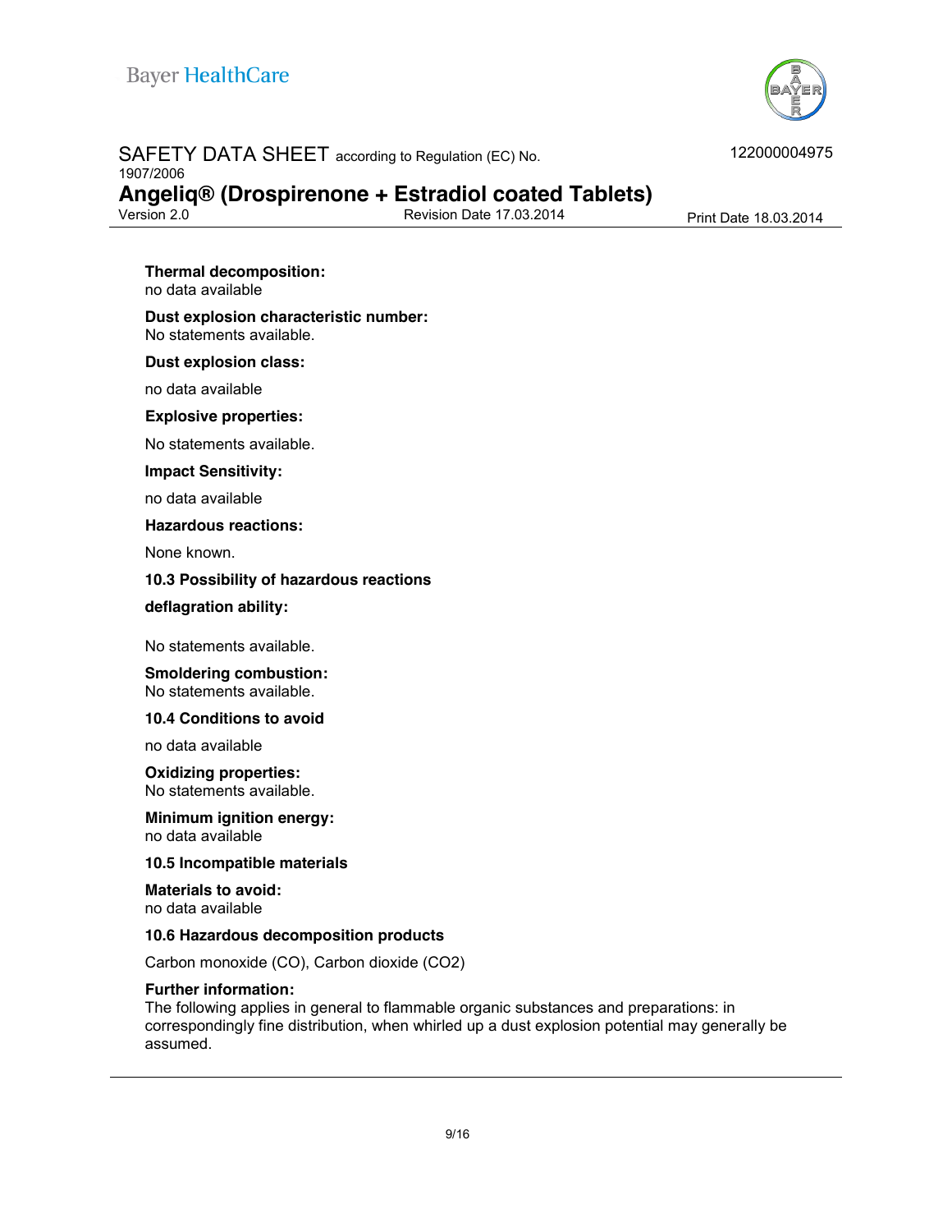**Thermal decomposition:**
no data available

**Dust explosion characteristic number:**
No statements available.

**Dust explosion class:**

no data available

**Explosive properties:**

No statements available.

**Impact Sensitivity:**

no data available

**Hazardous reactions:**

None known.

**10.3 Possibility of hazardous reactions**

**deflagration ability:**

No statements available.

**Smoldering combustion:**
No statements available.

**10.4 Conditions to avoid**

no data available

**Oxidizing properties:**
No statements available.

**Minimum ignition energy:**
no data available

**10.5 Incompatible materials**

**Materials to avoid:**
no data available

**10.6 Hazardous decomposition products**

Carbon monoxide (CO), Carbon dioxide ($CO_2$)

**Further information:**
The following applies in general to flammable organic substances and preparations: in correspondingly fine distribution, when whirled up a dust explosion potential may generally be assumed.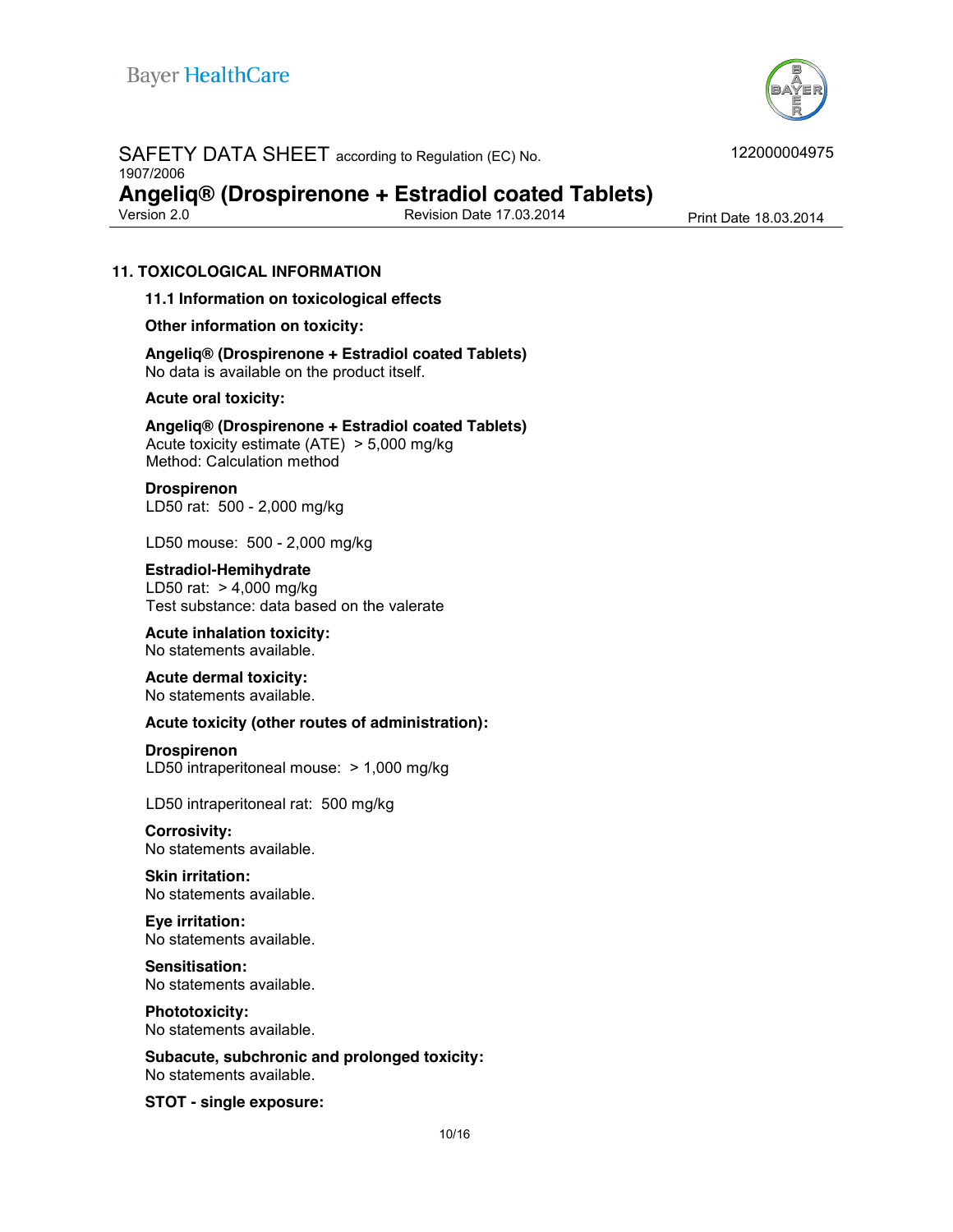## 11. TOXICOLOGICAL INFORMATION

### 11.1 Information on toxicological effects

**Other information on toxicity:**

**Angeliq® (Drospirenone + Estradiol coated Tablets)**
No data is available on the product itself.

**Acute oral toxicity:**

**Angeliq® (Drospirenone + Estradiol coated Tablets)**
Acute toxicity estimate (ATE) > 5,000 mg/kg
Method: Calculation method

**Drospirenon**
LD50 rat: 500 - 2,000 mg/kg

LD50 mouse: 500 - 2,000 mg/kg

**Estradiol-Hemihydrate**
LD50 rat: > 4,000 mg/kg
Test substance: data based on the valerate

**Acute inhalation toxicity:**
No statements available.

**Acute dermal toxicity:**
No statements available.

**Acute toxicity (other routes of administration):**

**Drospirenon**
LD50 intraperitoneal mouse: > 1,000 mg/kg

LD50 intraperitoneal rat: 500 mg/kg

**Corrosivity:**
No statements available.

**Skin irritation:**
No statements available.

**Eye irritation:**
No statements available.

**Sensitisation:**
No statements available.

**Phototoxicity:**
No statements available.

**Subacute, subchronic and prolonged toxicity:**
No statements available.

**STOT - single exposure:**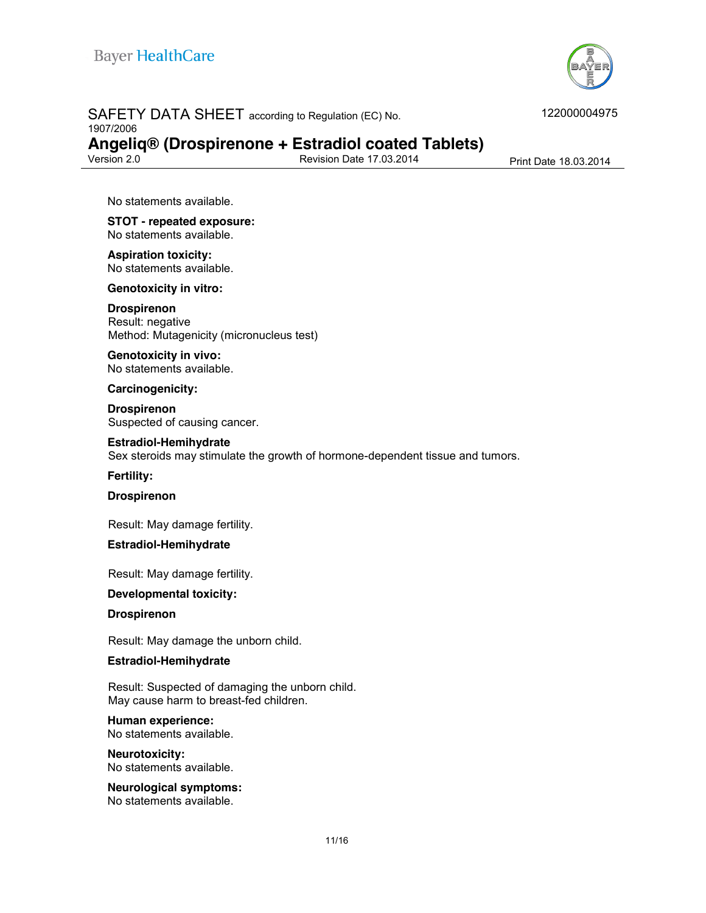No statements available.

**STOT - repeated exposure:**
No statements available.

**Aspiration toxicity:**
No statements available.

**Genotoxicity in vitro:**

**Drospirenon**
Result: negative
Method: Mutagenicity (micronucleus test)

**Genotoxicity in vivo:**
No statements available.

**Carcinogenicity:**

**Drospirenon**
Suspected of causing cancer.

**Estradiol-Hemihydrate**
Sex steroids may stimulate the growth of hormone-dependent tissue and tumors.

**Fertility:**

**Drospirenon**

Result: May damage fertility.

**Estradiol-Hemihydrate**

Result: May damage fertility.

**Developmental toxicity:**

**Drospirenon**

Result: May damage the unborn child.

**Estradiol-Hemihydrate**

Result: Suspected of damaging the unborn child.
May cause harm to breast-fed children.

**Human experience:**
No statements available.

**Neurotoxicity:**
No statements available.

**Neurological symptoms:**
No statements available.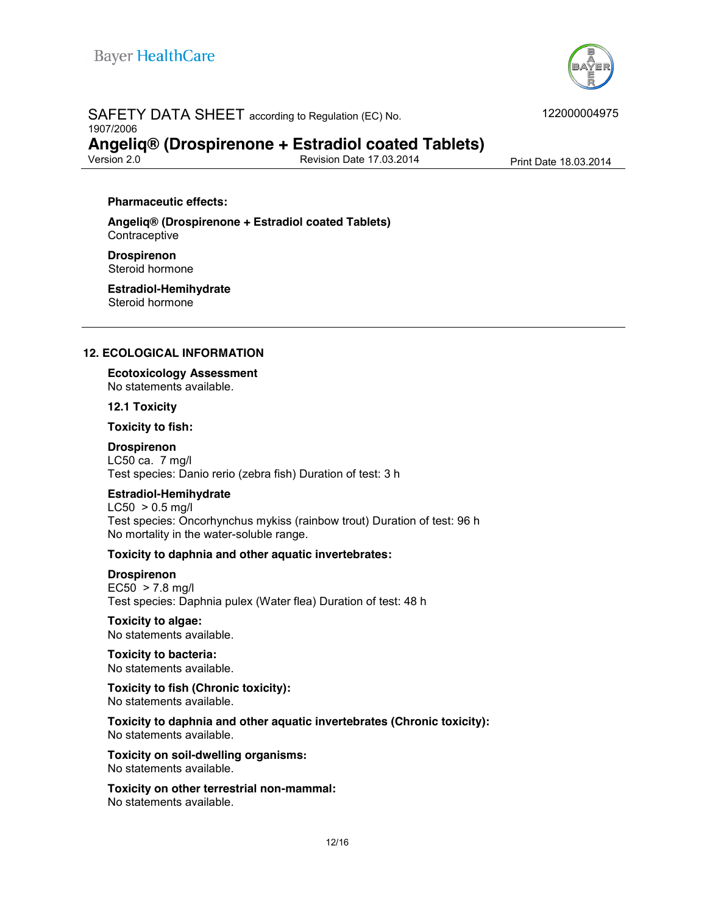**Pharmaceutic effects:**

**Angeliq® (Drospirenone + Estradiol coated Tablets)**
Contraceptive

**Drospirenon**
Steroid hormone

**Estradiol-Hemihydrate**
Steroid hormone

---

## 12. ECOLOGICAL INFORMATION

**Ecotoxicology Assessment**
No statements available.

**12.1 Toxicity**

**Toxicity to fish:**

**Drospirenon**
LC50 ca. 7 mg/l
Test species: Danio rerio (zebra fish) Duration of test: 3 h

**Estradiol-Hemihydrate**
LC50 > 0.5 mg/l
Test species: Oncorhynchus mykiss (rainbow trout) Duration of test: 96 h
No mortality in the water-soluble range.

**Toxicity to daphnia and other aquatic invertebrates:**

**Drospirenon**
EC50 > 7.8 mg/l
Test species: Daphnia pulex (Water flea) Duration of test: 48 h

**Toxicity to algae:**
No statements available.

**Toxicity to bacteria:**
No statements available.

**Toxicity to fish (Chronic toxicity):**
No statements available.

**Toxicity to daphnia and other aquatic invertebrates (Chronic toxicity):**
No statements available.

**Toxicity on soil-dwelling organisms:**
No statements available.

**Toxicity on other terrestrial non-mammal:**
No statements available.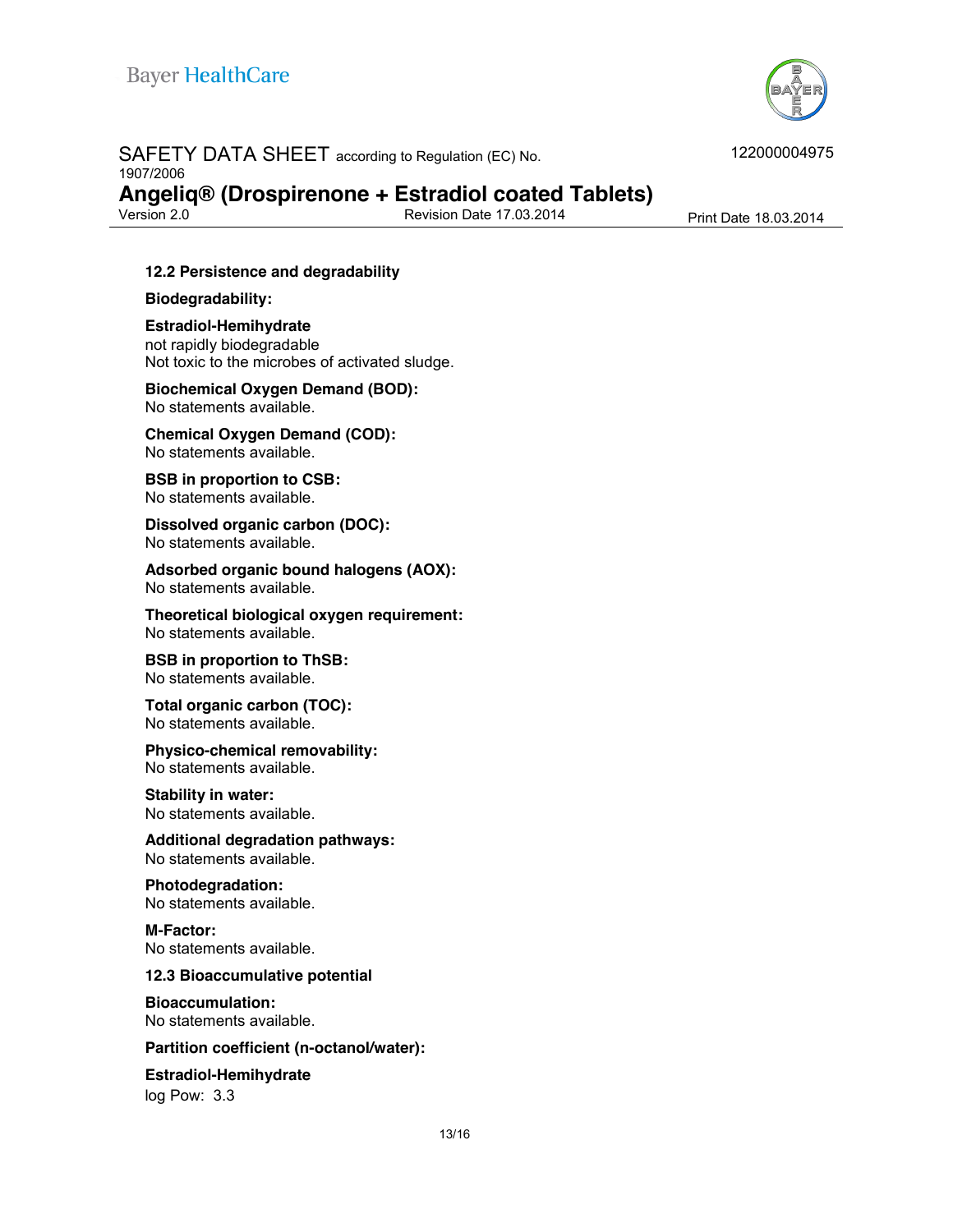### 12.2 Persistence and degradability

**Biodegradability:**

**Estradiol-Hemihydrate**
not rapidly biodegradable
Not toxic to the microbes of activated sludge.

**Biochemical Oxygen Demand (BOD):**
No statements available.

**Chemical Oxygen Demand (COD):**
No statements available.

**BSB in proportion to CSB:**
No statements available.

**Dissolved organic carbon (DOC):**
No statements available.

**Adsorbed organic bound halogens (AOX):**
No statements available.

**Theoretical biological oxygen requirement:**
No statements available.

**BSB in proportion to ThSB:**
No statements available.

**Total organic carbon (TOC):**
No statements available.

**Physico-chemical removability:**
No statements available.

**Stability in water:**
No statements available.

**Additional degradation pathways:**
No statements available.

**Photodegradation:**
No statements available.

**M-Factor:**
No statements available.

### 12.3 Bioaccumulative potential

**Bioaccumulation:**
No statements available.

**Partition coefficient (n-octanol/water):**

**Estradiol-Hemihydrate**
log Pow: 3.3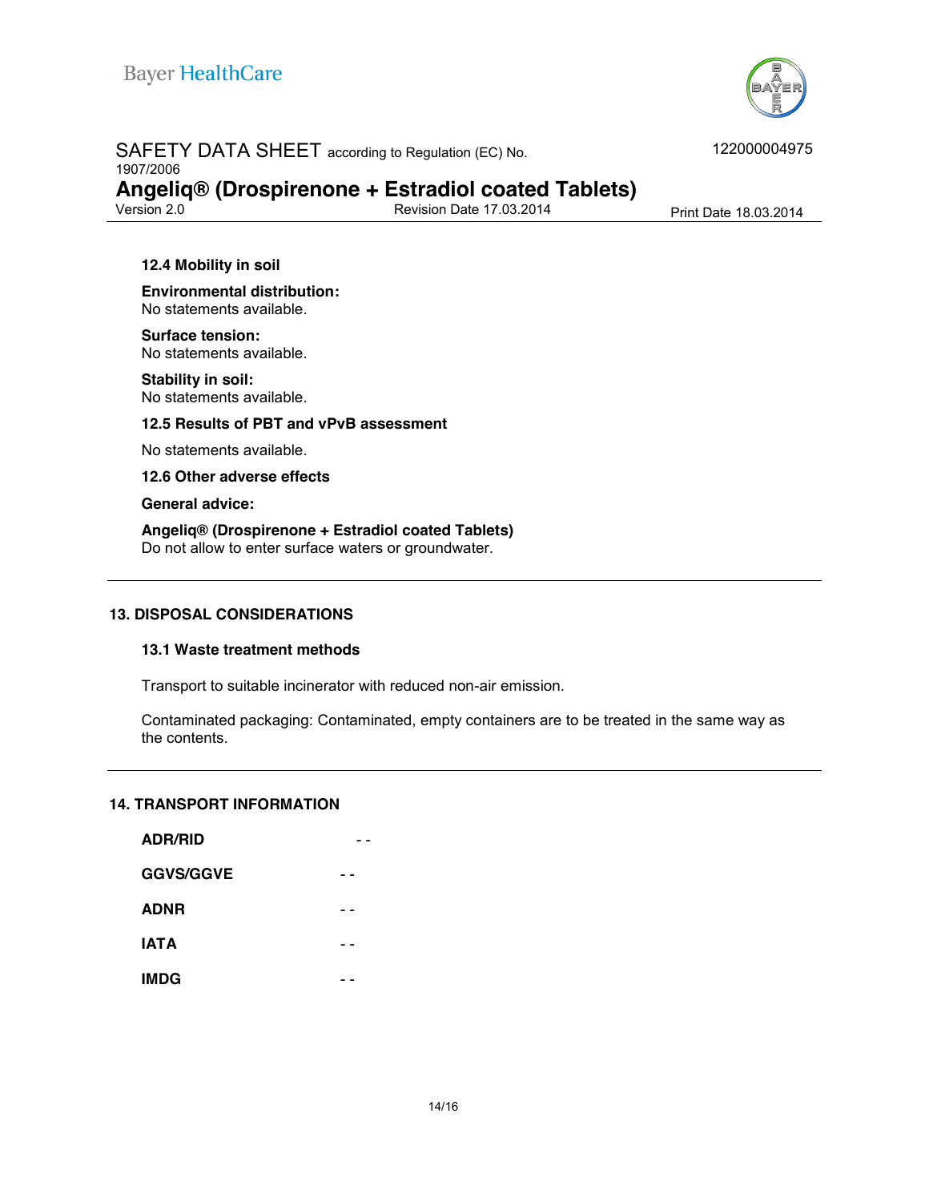### 12.4 Mobility in soil

**Environmental distribution:**
No statements available.

**Surface tension:**
No statements available.

**Stability in soil:**
No statements available.

### 12.5 Results of PBT and vPvB assessment

No statements available.

### 12.6 Other adverse effects

**General advice:**

**Angeliq® (Drospirenone + Estradiol coated Tablets)**
Do not allow to enter surface waters or groundwater.

## 13. DISPOSAL CONSIDERATIONS

### 13.1 Waste treatment methods

Transport to suitable incinerator with reduced non-air emission.

Contaminated packaging: Contaminated, empty containers are to be treated in the same way as the contents.

## 14. TRANSPORT INFORMATION

| | |
|---|---|
| **ADR/RID** | - - |
| **GGVS/GGVE** | - - |
| **ADNR** | - - |
| **IATA** | - - |
| **IMDG** | - - |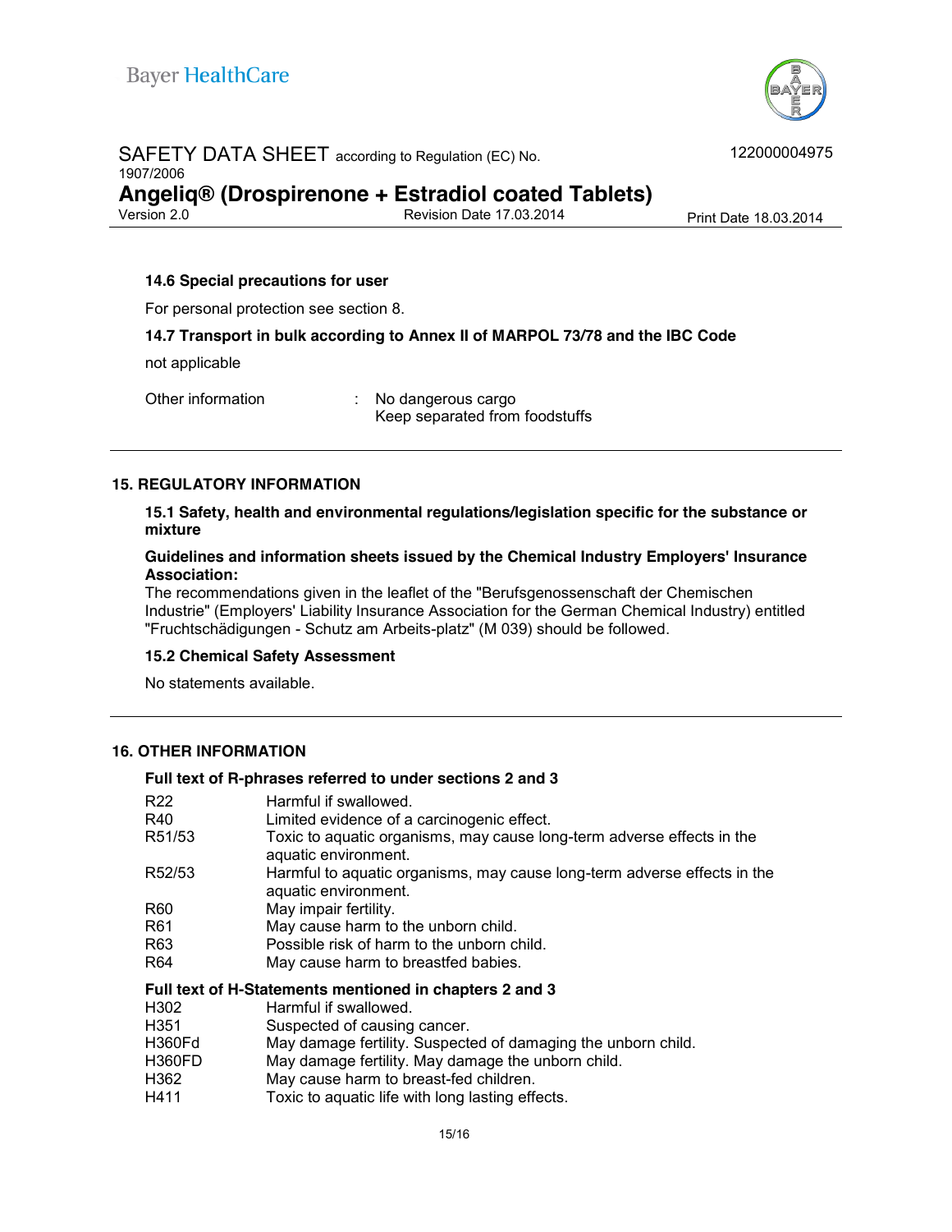### 14.6 Special precautions for user

For personal protection see section 8.

### 14.7 Transport in bulk according to Annex II of MARPOL 73/78 and the IBC Code

not applicable

| | | |
|---|---|---|
| Other information | : | No dangerous cargo<br>Keep separated from foodstuffs |

## 15. REGULATORY INFORMATION

### 15.1 Safety, health and environmental regulations/legislation specific for the substance or mixture

**Guidelines and information sheets issued by the Chemical Industry Employers' Insurance Association:**

The recommendations given in the leaflet of the "Berufsgenossenschaft der Chemischen Industrie" (Employers' Liability Insurance Association for the German Chemical Industry) entitled "Fruchtschädigungen - Schutz am Arbeits-platz" (M 039) should be followed.

### 15.2 Chemical Safety Assessment

No statements available.

## 16. OTHER INFORMATION

### Full text of R-phrases referred to under sections 2 and 3

| | |
|---|---|
| R22 | Harmful if swallowed. |
| R40 | Limited evidence of a carcinogenic effect. |
| R51/53 | Toxic to aquatic organisms, may cause long-term adverse effects in the aquatic environment. |
| R52/53 | Harmful to aquatic organisms, may cause long-term adverse effects in the aquatic environment. |
| R60 | May impair fertility. |
| R61 | May cause harm to the unborn child. |
| R63 | Possible risk of harm to the unborn child. |
| R64 | May cause harm to breastfed babies. |

### Full text of H-Statements mentioned in chapters 2 and 3

| | |
|---|---|
| H302 | Harmful if swallowed. |
| H351 | Suspected of causing cancer. |
| H360Fd | May damage fertility. Suspected of damaging the unborn child. |
| H360FD | May damage fertility. May damage the unborn child. |
| H362 | May cause harm to breast-fed children. |
| H411 | Toxic to aquatic life with long lasting effects. |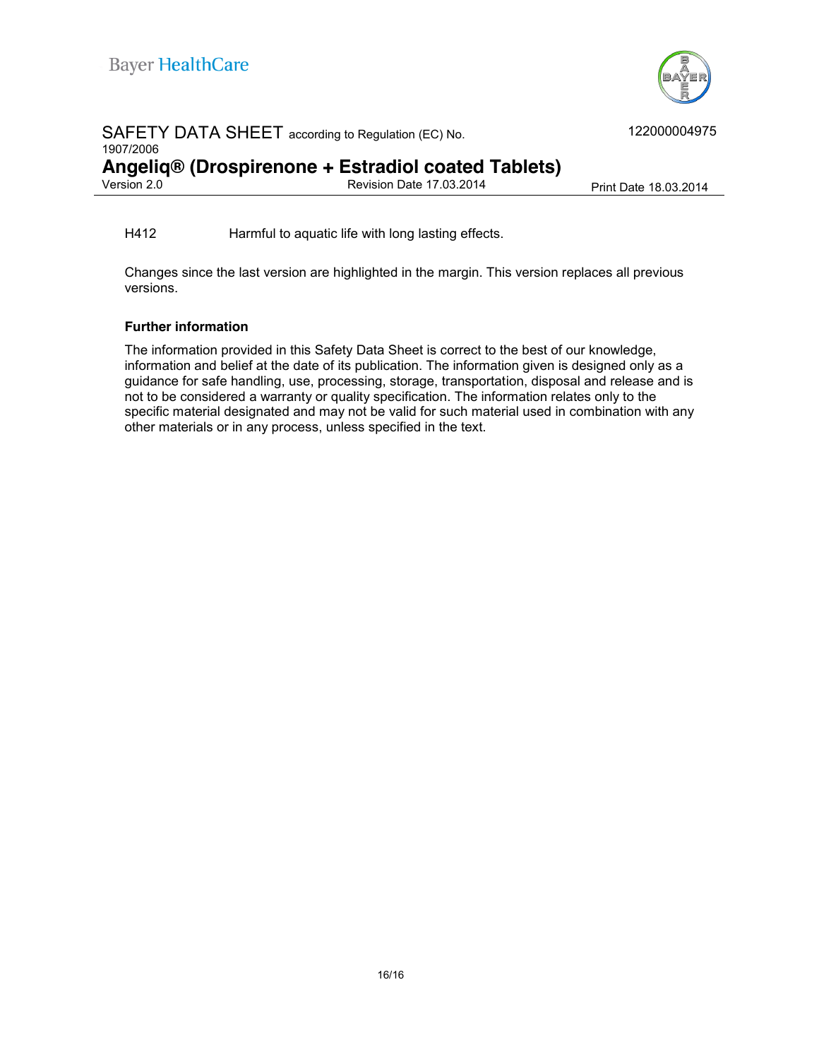H412 Harmful to aquatic life with long lasting effects.

Changes since the last version are highlighted in the margin. This version replaces all previous versions.

**Further information**

The information provided in this Safety Data Sheet is correct to the best of our knowledge, information and belief at the date of its publication. The information given is designed only as a guidance for safe handling, use, processing, storage, transportation, disposal and release and is not to be considered a warranty or quality specification. The information relates only to the specific material designated and may not be valid for such material used in combination with any other materials or in any process, unless specified in the text.